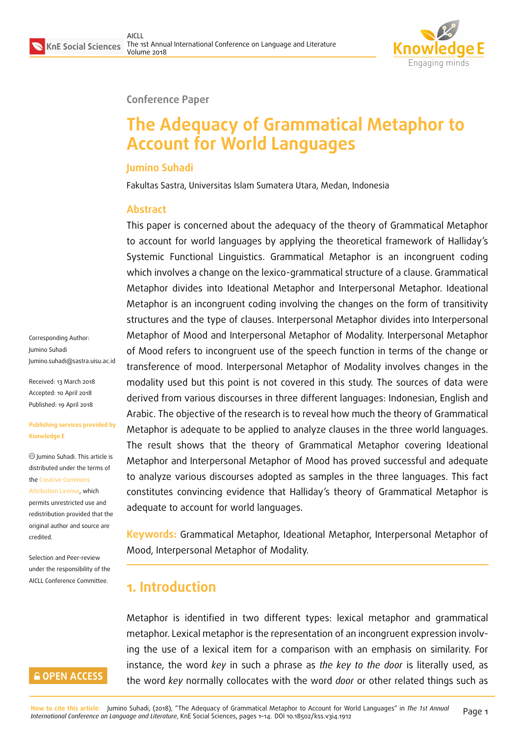Conference Paper

# The Adequacy of Grammatical Metaphor to Account for World Languages

**Jumino Suhadi**

Fakultas Sastra, Universitas Islam Sumatera Utara, Medan, Indonesia

Corresponding Author:
Jumino Suhadi
Jumino.suhadi@sastra.uisu.ac.id

Received: 13 March 2018
Accepted: 10 April 2018
Published: 19 April 2018

**Publishing services provided by Knowledge E**

© Jumino Suhadi. This article is distributed under the terms of the Creative Commons Attribution License, which permits unrestricted use and redistribution provided that the original author and source are credited.

Selection and Peer-review under the responsibility of the AICLL Conference Committee.

## Abstract

This paper is concerned about the adequacy of the theory of Grammatical Metaphor to account for world languages by applying the theoretical framework of Halliday's Systemic Functional Linguistics. Grammatical Metaphor is an incongruent coding which involves a change on the lexico-grammatical structure of a clause. Grammatical Metaphor divides into Ideational Metaphor and Interpersonal Metaphor. Ideational Metaphor is an incongruent coding involving the changes on the form of transitivity structures and the type of clauses. Interpersonal Metaphor divides into Interpersonal Metaphor of Mood and Interpersonal Metaphor of Modality. Interpersonal Metaphor of Mood refers to incongruent use of the speech function in terms of the change or transference of mood. Interpersonal Metaphor of Modality involves changes in the modality used but this point is not covered in this study. The sources of data were derived from various discourses in three different languages: Indonesian, English and Arabic. The objective of the research is to reveal how much the theory of Grammatical Metaphor is adequate to be applied to analyze clauses in the three world languages. The result shows that the theory of Grammatical Metaphor covering Ideational Metaphor and Interpersonal Metaphor of Mood has proved successful and adequate to analyze various discourses adopted as samples in the three languages. This fact constitutes convincing evidence that Halliday's theory of Grammatical Metaphor is adequate to account for world languages.

**Keywords:** Grammatical Metaphor, Ideational Metaphor, Interpersonal Metaphor of Mood, Interpersonal Metaphor of Modality.

## 1. Introduction

Metaphor is identified in two different types: lexical metaphor and grammatical metaphor. Lexical metaphor is the representation of an incongruent expression involving the use of a lexical item for a comparison with an emphasis on similarity. For instance, the word *key* in such a phrase as *the key to the door* is literally used, as the word *key* normally collocates with the word *door* or other related things such as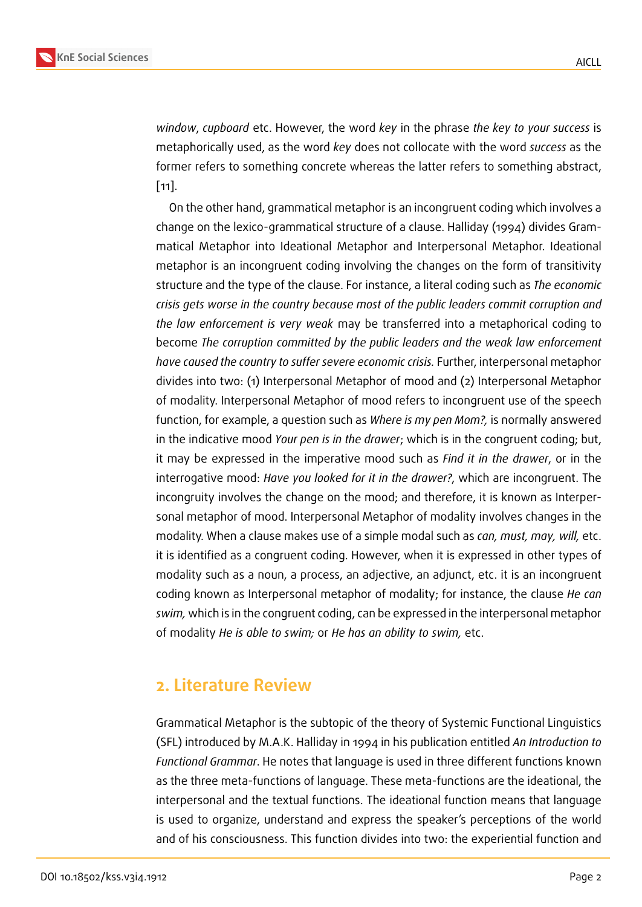*window*, *cupboard* etc. However, the word *key* in the phrase *the key to your success* is metaphorically used, as the word *key* does not collocate with the word *success* as the former refers to something concrete whereas the latter refers to something abstract, [11].

On the other hand, grammatical metaphor is an incongruent coding which involves a change on the lexico-grammatical structure of a clause. Halliday (1994) divides Grammatical Metaphor into Ideational Metaphor and Interpersonal Metaphor. Ideational metaphor is an incongruent coding involving the changes on the form of transitivity structure and the type of the clause. For instance, a literal coding such as *The economic crisis gets worse in the country because most of the public leaders commit corruption and the law enforcement is very weak* may be transferred into a metaphorical coding to become *The corruption committed by the public leaders and the weak law enforcement have caused the country to suffer severe economic crisis.* Further, interpersonal metaphor divides into two: (1) Interpersonal Metaphor of mood and (2) Interpersonal Metaphor of modality. Interpersonal Metaphor of mood refers to incongruent use of the speech function, for example, a question such as *Where is my pen Mom?,* is normally answered in the indicative mood *Your pen is in the drawer*; which is in the congruent coding; but, it may be expressed in the imperative mood such as *Find it in the drawer*, or in the interrogative mood: *Have you looked for it in the drawer?*, which are incongruent. The incongruity involves the change on the mood; and therefore, it is known as Interpersonal metaphor of mood. Interpersonal Metaphor of modality involves changes in the modality. When a clause makes use of a simple modal such as *can, must, may, will,* etc. it is identified as a congruent coding. However, when it is expressed in other types of modality such as a noun, a process, an adjective, an adjunct, etc. it is an incongruent coding known as Interpersonal metaphor of modality; for instance, the clause *He can swim,* which is in the congruent coding, can be expressed in the interpersonal metaphor of modality *He is able to swim;* or *He has an ability to swim,* etc.

## 2. Literature Review

Grammatical Metaphor is the subtopic of the theory of Systemic Functional Linguistics (SFL) introduced by M.A.K. Halliday in 1994 in his publication entitled *An Introduction to Functional Grammar*. He notes that language is used in three different functions known as the three meta-functions of language. These meta-functions are the ideational, the interpersonal and the textual functions. The ideational function means that language is used to organize, understand and express the speaker's perceptions of the world and of his consciousness. This function divides into two: the experiential function and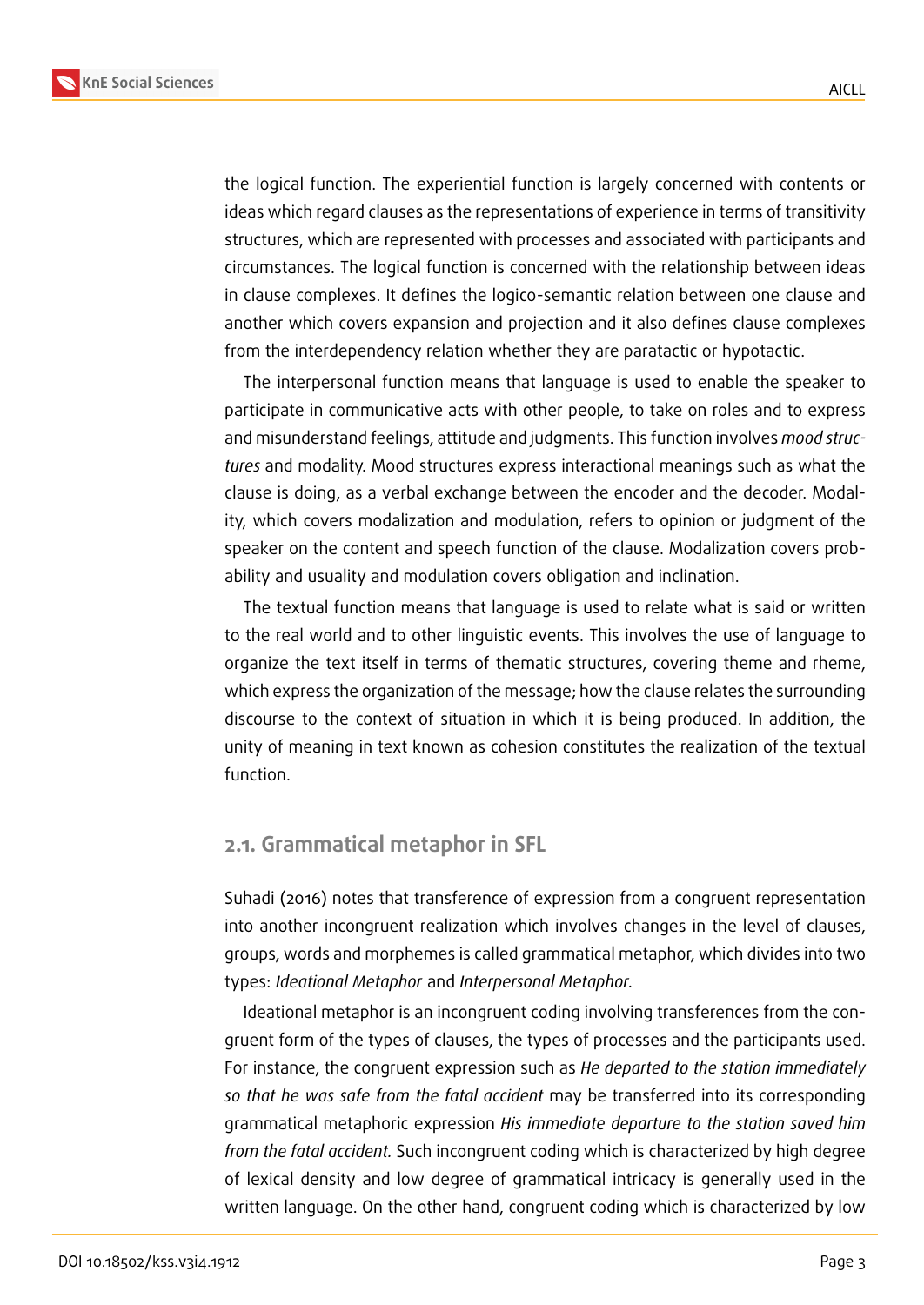the logical function. The experiential function is largely concerned with contents or ideas which regard clauses as the representations of experience in terms of transitivity structures, which are represented with processes and associated with participants and circumstances. The logical function is concerned with the relationship between ideas in clause complexes. It defines the logico-semantic relation between one clause and another which covers expansion and projection and it also defines clause complexes from the interdependency relation whether they are paratactic or hypotactic.

The interpersonal function means that language is used to enable the speaker to participate in communicative acts with other people, to take on roles and to express and misunderstand feelings, attitude and judgments. This function involves *mood structures* and modality. Mood structures express interactional meanings such as what the clause is doing, as a verbal exchange between the encoder and the decoder. Modality, which covers modalization and modulation, refers to opinion or judgment of the speaker on the content and speech function of the clause. Modalization covers probability and usuality and modulation covers obligation and inclination.

The textual function means that language is used to relate what is said or written to the real world and to other linguistic events. This involves the use of language to organize the text itself in terms of thematic structures, covering theme and rheme, which express the organization of the message; how the clause relates the surrounding discourse to the context of situation in which it is being produced. In addition, the unity of meaning in text known as cohesion constitutes the realization of the textual function.

### 2.1. Grammatical metaphor in SFL

Suhadi (2016) notes that transference of expression from a congruent representation into another incongruent realization which involves changes in the level of clauses, groups, words and morphemes is called grammatical metaphor, which divides into two types: *Ideational Metaphor* and *Interpersonal Metaphor.*

Ideational metaphor is an incongruent coding involving transferences from the congruent form of the types of clauses, the types of processes and the participants used. For instance, the congruent expression such as *He departed to the station immediately so that he was safe from the fatal accident* may be transferred into its corresponding grammatical metaphoric expression *His immediate departure to the station saved him from the fatal accident.* Such incongruent coding which is characterized by high degree of lexical density and low degree of grammatical intricacy is generally used in the written language. On the other hand, congruent coding which is characterized by low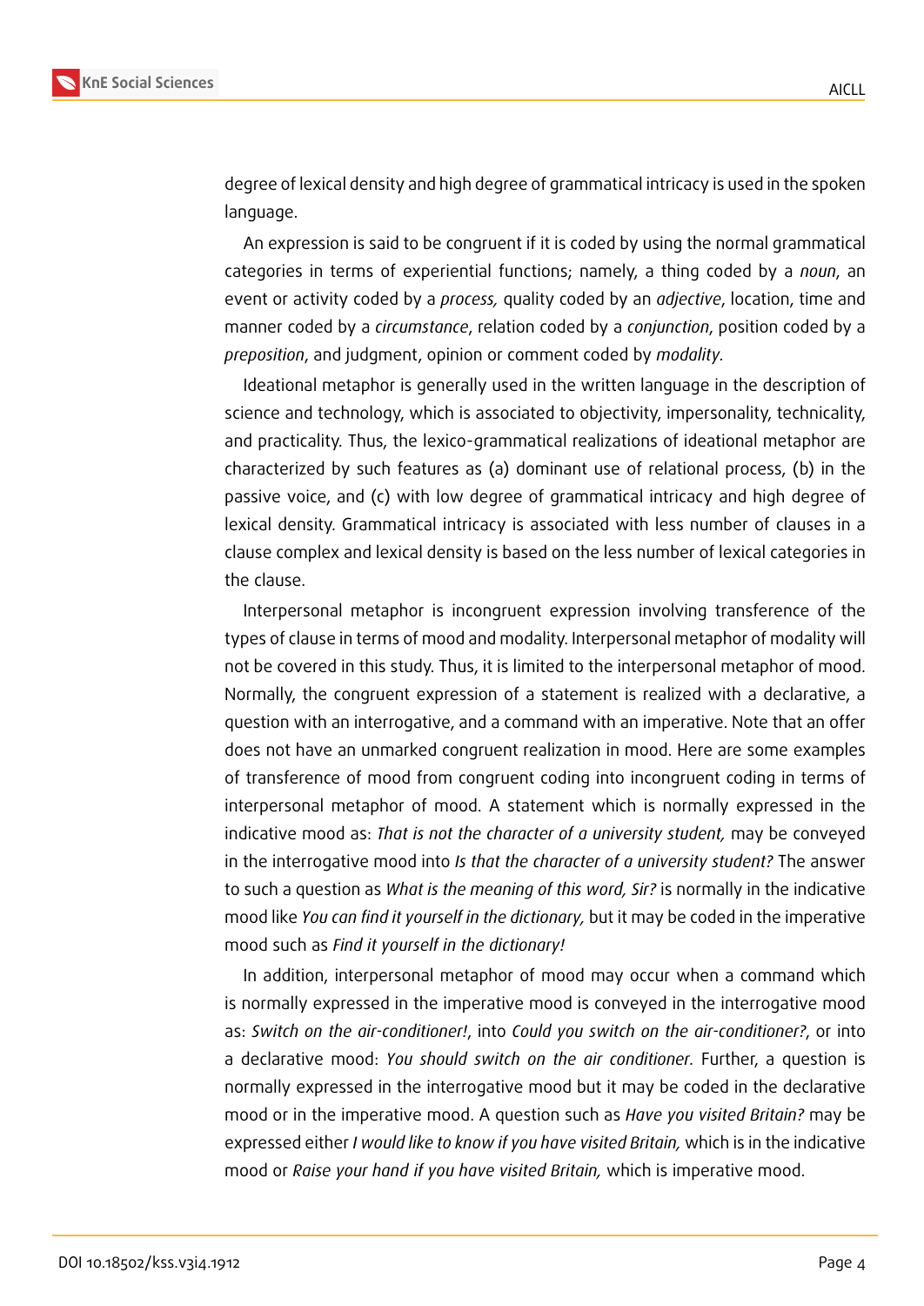degree of lexical density and high degree of grammatical intricacy is used in the spoken language.

An expression is said to be congruent if it is coded by using the normal grammatical categories in terms of experiential functions; namely, a thing coded by a *noun*, an event or activity coded by a *process,* quality coded by an *adjective*, location, time and manner coded by a *circumstance*, relation coded by a *conjunction*, position coded by a *preposition*, and judgment, opinion or comment coded by *modality*.

Ideational metaphor is generally used in the written language in the description of science and technology, which is associated to objectivity, impersonality, technicality, and practicality. Thus, the lexico-grammatical realizations of ideational metaphor are characterized by such features as (a) dominant use of relational process, (b) in the passive voice, and (c) with low degree of grammatical intricacy and high degree of lexical density. Grammatical intricacy is associated with less number of clauses in a clause complex and lexical density is based on the less number of lexical categories in the clause.

Interpersonal metaphor is incongruent expression involving transference of the types of clause in terms of mood and modality. Interpersonal metaphor of modality will not be covered in this study. Thus, it is limited to the interpersonal metaphor of mood. Normally, the congruent expression of a statement is realized with a declarative, a question with an interrogative, and a command with an imperative. Note that an offer does not have an unmarked congruent realization in mood. Here are some examples of transference of mood from congruent coding into incongruent coding in terms of interpersonal metaphor of mood. A statement which is normally expressed in the indicative mood as: *That is not the character of a university student,* may be conveyed in the interrogative mood into *Is that the character of a university student?* The answer to such a question as *What is the meaning of this word, Sir?* is normally in the indicative mood like *You can find it yourself in the dictionary,* but it may be coded in the imperative mood such as *Find it yourself in the dictionary!*

In addition, interpersonal metaphor of mood may occur when a command which is normally expressed in the imperative mood is conveyed in the interrogative mood as: *Switch on the air-conditioner!*, into *Could you switch on the air-conditioner?*, or into a declarative mood: *You should switch on the air conditioner*. Further, a question is normally expressed in the interrogative mood but it may be coded in the declarative mood or in the imperative mood. A question such as *Have you visited Britain?* may be expressed either *I would like to know if you have visited Britain,* which is in the indicative mood or *Raise your hand if you have visited Britain,* which is imperative mood.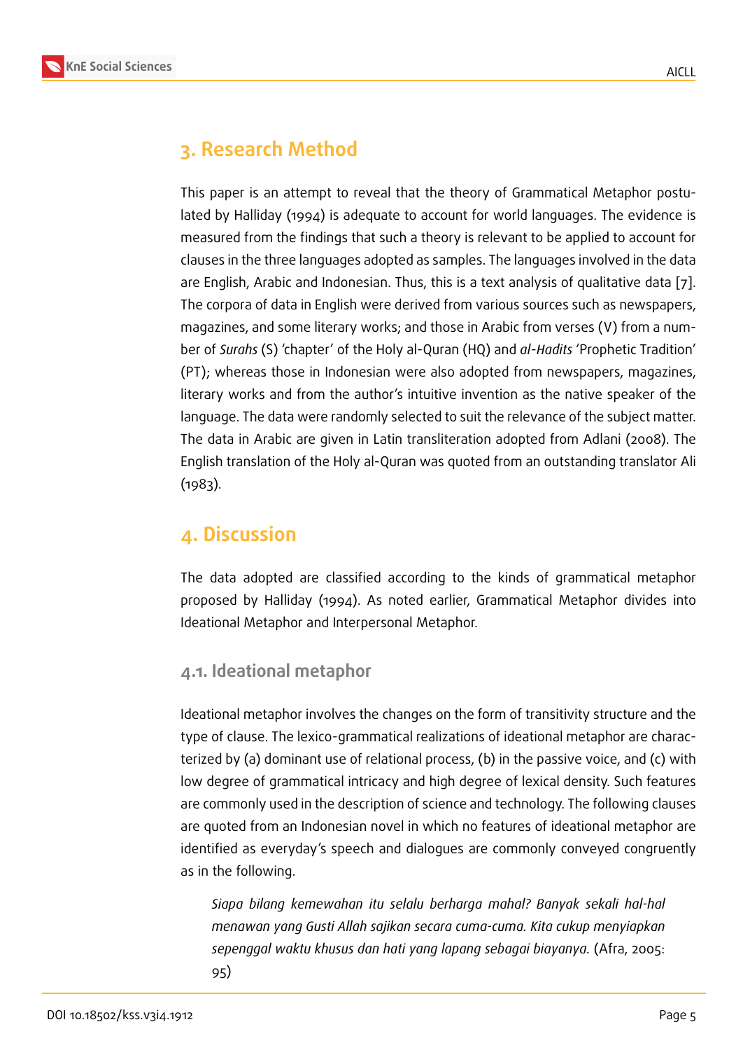## 3. Research Method

This paper is an attempt to reveal that the theory of Grammatical Metaphor postulated by Halliday (1994) is adequate to account for world languages. The evidence is measured from the findings that such a theory is relevant to be applied to account for clauses in the three languages adopted as samples. The languages involved in the data are English, Arabic and Indonesian. Thus, this is a text analysis of qualitative data [7]. The corpora of data in English were derived from various sources such as newspapers, magazines, and some literary works; and those in Arabic from verses (V) from a number of *Surahs* (S) 'chapter' of the Holy al-Quran (HQ) and *al-Hadits* 'Prophetic Tradition' (PT); whereas those in Indonesian were also adopted from newspapers, magazines, literary works and from the author's intuitive invention as the native speaker of the language. The data were randomly selected to suit the relevance of the subject matter. The data in Arabic are given in Latin transliteration adopted from Adlani (2008). The English translation of the Holy al-Quran was quoted from an outstanding translator Ali (1983).

## 4. Discussion

The data adopted are classified according to the kinds of grammatical metaphor proposed by Halliday (1994). As noted earlier, Grammatical Metaphor divides into Ideational Metaphor and Interpersonal Metaphor.

### 4.1. Ideational metaphor

Ideational metaphor involves the changes on the form of transitivity structure and the type of clause. The lexico-grammatical realizations of ideational metaphor are characterized by (a) dominant use of relational process, (b) in the passive voice, and (c) with low degree of grammatical intricacy and high degree of lexical density. Such features are commonly used in the description of science and technology. The following clauses are quoted from an Indonesian novel in which no features of ideational metaphor are identified as everyday's speech and dialogues are commonly conveyed congruently as in the following.

> *Siapa bilang kemewahan itu selalu berharga mahal? Banyak sekali hal-hal menawan yang Gusti Allah sajikan secara cuma-cuma. Kita cukup menyiapkan sepenggal waktu khusus dan hati yang lapang sebagai biayanya.* (Afra, 2005: 95)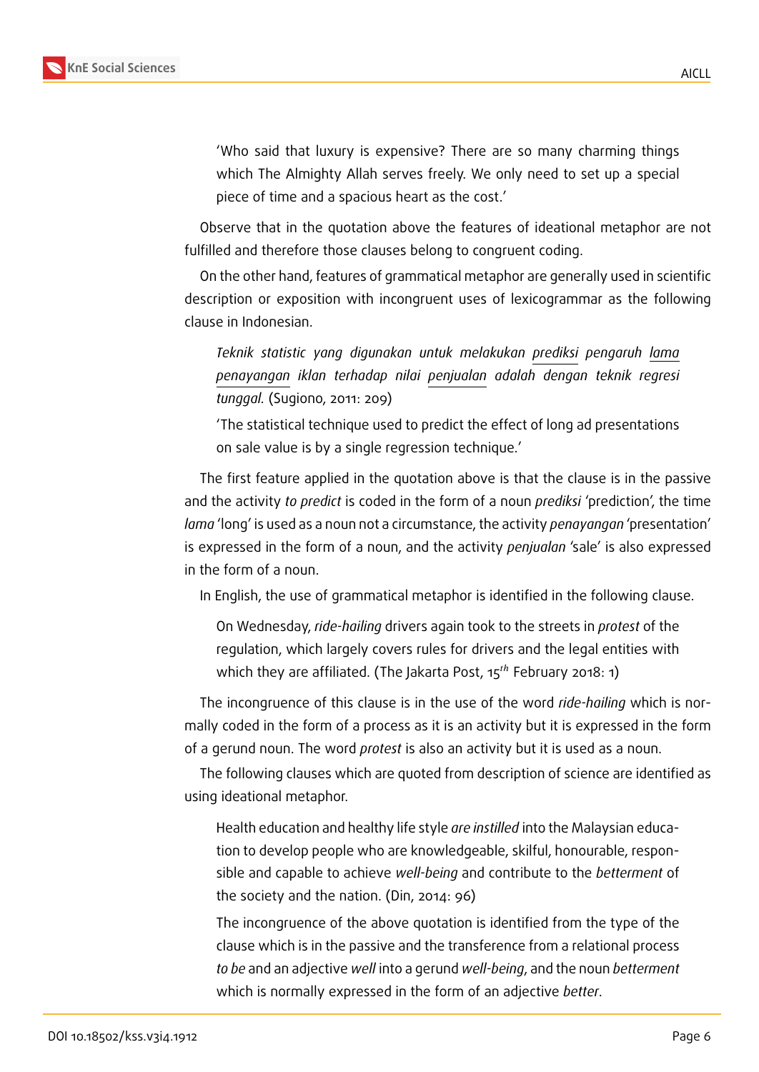'Who said that luxury is expensive? There are so many charming things which The Almighty Allah serves freely. We only need to set up a special piece of time and a spacious heart as the cost.'

Observe that in the quotation above the features of ideational metaphor are not fulfilled and therefore those clauses belong to congruent coding.

On the other hand, features of grammatical metaphor are generally used in scientific description or exposition with incongruent uses of lexicogrammar as the following clause in Indonesian.

*Teknik statistic yang digunakan untuk melakukan prediksi pengaruh lama penayangan iklan terhadap nilai penjualan adalah dengan teknik regresi tunggal.* (Sugiono, 2011: 209)

'The statistical technique used to predict the effect of long ad presentations on sale value is by a single regression technique.'

The first feature applied in the quotation above is that the clause is in the passive and the activity *to predict* is coded in the form of a noun *prediksi* 'prediction', the time *lama* 'long' is used as a noun not a circumstance, the activity *penayangan* 'presentation' is expressed in the form of a noun, and the activity *penjualan* 'sale' is also expressed in the form of a noun.

In English, the use of grammatical metaphor is identified in the following clause.

On Wednesday, *ride-hailing* drivers again took to the streets in *protest* of the regulation, which largely covers rules for drivers and the legal entities with which they are affiliated. (The Jakarta Post, 15$^{th}$ February 2018: 1)

The incongruence of this clause is in the use of the word *ride-hailing* which is normally coded in the form of a process as it is an activity but it is expressed in the form of a gerund noun. The word *protest* is also an activity but it is used as a noun.

The following clauses which are quoted from description of science are identified as using ideational metaphor.

Health education and healthy life style *are instilled* into the Malaysian education to develop people who are knowledgeable, skilful, honourable, responsible and capable to achieve *well-being* and contribute to the *betterment* of the society and the nation. (Din, 2014: 96)

The incongruence of the above quotation is identified from the type of the clause which is in the passive and the transference from a relational process *to be* and an adjective *well* into a gerund *well-being*, and the noun *betterment* which is normally expressed in the form of an adjective *better*.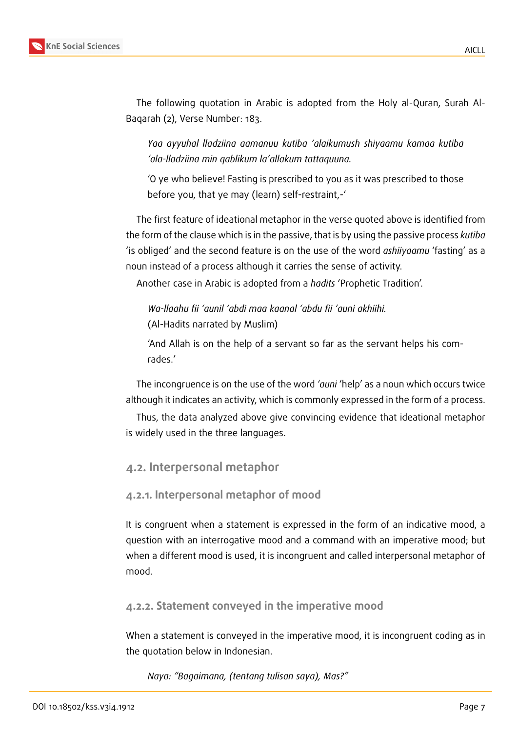The following quotation in Arabic is adopted from the Holy al-Quran, Surah Al-Baqarah (2), Verse Number: 183.

> *Yaa ayyuhal lladziina aamanuu kutiba 'alaikumush shiyaamu kamaa kutiba 'ala-lladziina min qablikum la'allakum tattaquuna.*
>
> 'O ye who believe! Fasting is prescribed to you as it was prescribed to those before you, that ye may (learn) self-restraint,-'

The first feature of ideational metaphor in the verse quoted above is identified from the form of the clause which is in the passive, that is by using the passive process *kutiba* 'is obliged' and the second feature is on the use of the word *ashiiyaamu* 'fasting' as a noun instead of a process although it carries the sense of activity.

Another case in Arabic is adopted from a *hadits* 'Prophetic Tradition'.

> *Wa-llaahu fii 'aunil 'abdi maa kaanal 'abdu fii 'auni akhiihi.*
> (Al-Hadits narrated by Muslim)
>
> 'And Allah is on the help of a servant so far as the servant helps his comrades.'

The incongruence is on the use of the word *'auni* 'help' as a noun which occurs twice although it indicates an activity, which is commonly expressed in the form of a process.

Thus, the data analyzed above give convincing evidence that ideational metaphor is widely used in the three languages.

## 4.2. Interpersonal metaphor

### 4.2.1. Interpersonal metaphor of mood

It is congruent when a statement is expressed in the form of an indicative mood, a question with an interrogative mood and a command with an imperative mood; but when a different mood is used, it is incongruent and called interpersonal metaphor of mood.

### 4.2.2. Statement conveyed in the imperative mood

When a statement is conveyed in the imperative mood, it is incongruent coding as in the quotation below in Indonesian.

> *Naya: "Bagaimana, (tentang tulisan saya), Mas?"*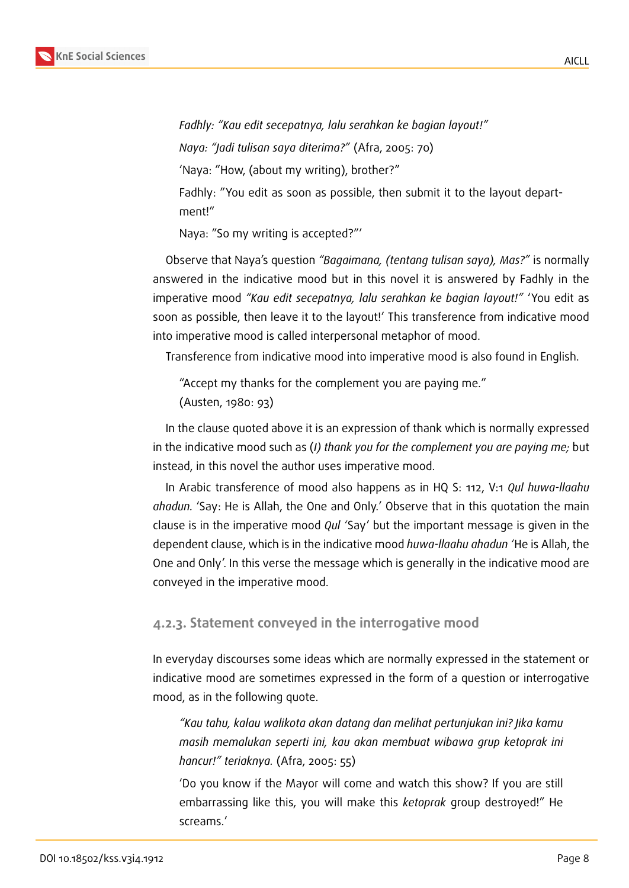*Fadhly: "Kau edit secepatnya, lalu serahkan ke bagian layout!"*

*Naya: "Jadi tulisan saya diterima?"* (Afra, 2005: 70)

'Naya: "How, (about my writing), brother?"

Fadhly: "You edit as soon as possible, then submit it to the layout department!"

Naya: "So my writing is accepted?"'

Observe that Naya's question *"Bagaimana, (tentang tulisan saya), Mas?"* is normally answered in the indicative mood but in this novel it is answered by Fadhly in the imperative mood *"Kau edit secepatnya, lalu serahkan ke bagian layout!"* 'You edit as soon as possible, then leave it to the layout!' This transference from indicative mood into imperative mood is called interpersonal metaphor of mood.

Transference from indicative mood into imperative mood is also found in English.

"Accept my thanks for the complement you are paying me."
(Austen, 1980: 93)

In the clause quoted above it is an expression of thank which is normally expressed in the indicative mood such as (*I) thank you for the complement you are paying me;* but instead, in this novel the author uses imperative mood.

In Arabic transference of mood also happens as in HQ S: 112, V:1 *Qul huwa-llaahu ahadun.* 'Say: He is Allah, the One and Only.' Observe that in this quotation the main clause is in the imperative mood *Qul* 'Say' but the important message is given in the dependent clause, which is in the indicative mood *huwa-llaahu ahadun* 'He is Allah, the One and Only'. In this verse the message which is generally in the indicative mood are conveyed in the imperative mood.

### 4.2.3. Statement conveyed in the interrogative mood

In everyday discourses some ideas which are normally expressed in the statement or indicative mood are sometimes expressed in the form of a question or interrogative mood, as in the following quote.

*"Kau tahu, kalau walikota akan datang dan melihat pertunjukan ini? Jika kamu masih memalukan seperti ini, kau akan membuat wibawa grup ketoprak ini hancur!" teriaknya.* (Afra, 2005: 55)

'Do you know if the Mayor will come and watch this show? If you are still embarrassing like this, you will make this *ketoprak* group destroyed!" He screams.'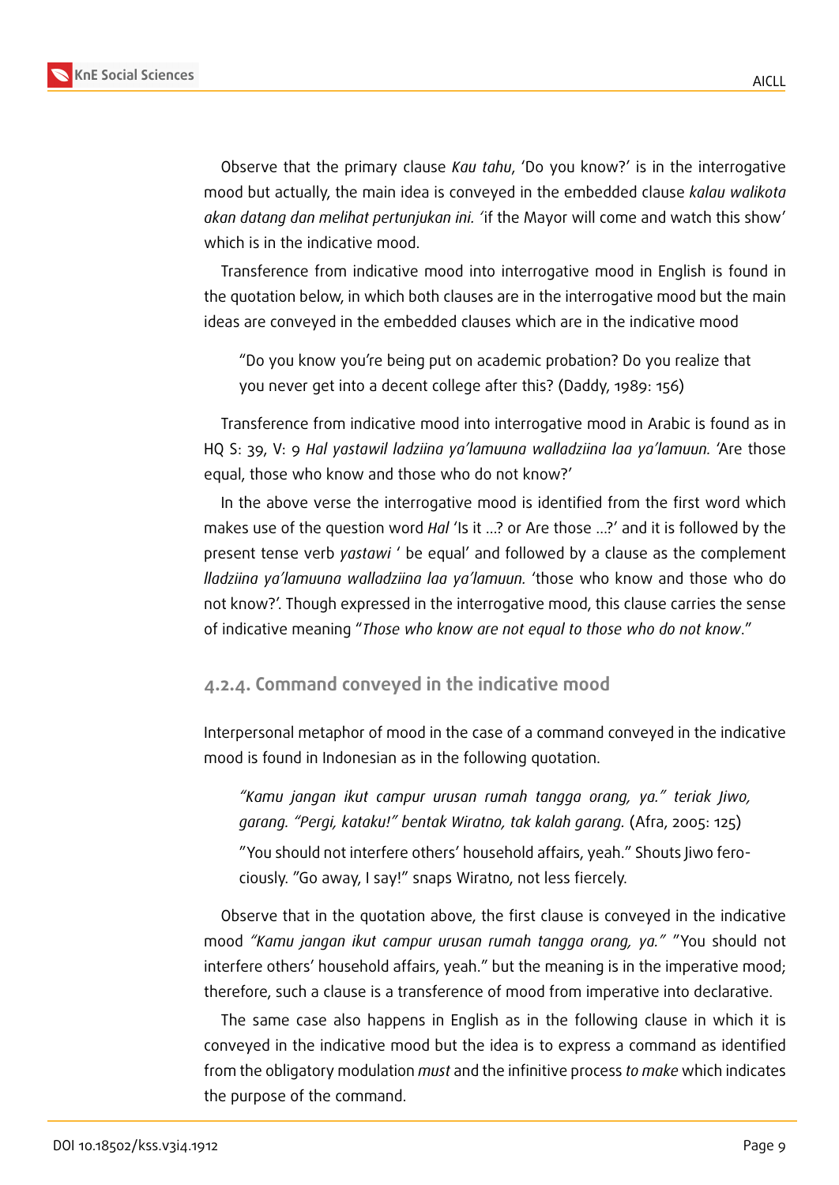Observe that the primary clause *Kau tahu*, 'Do you know?' is in the interrogative mood but actually, the main idea is conveyed in the embedded clause *kalau walikota akan datang dan melihat pertunjukan ini. '*if the Mayor will come and watch this show' which is in the indicative mood.

Transference from indicative mood into interrogative mood in English is found in the quotation below, in which both clauses are in the interrogative mood but the main ideas are conveyed in the embedded clauses which are in the indicative mood

> "Do you know you're being put on academic probation? Do you realize that you never get into a decent college after this? (Daddy, 1989: 156)

Transference from indicative mood into interrogative mood in Arabic is found as in HQ S: 39, V: 9 *Hal yastawil ladziina ya'lamuuna walladziina laa ya'lamuun.* 'Are those equal, those who know and those who do not know?'

In the above verse the interrogative mood is identified from the first word which makes use of the question word *Hal* 'Is it ...? or Are those ...?' and it is followed by the present tense verb *yastawi* ' be equal' and followed by a clause as the complement *lladziina ya'lamuuna walladziina laa ya'lamuun.* 'those who know and those who do not know?'. Though expressed in the interrogative mood, this clause carries the sense of indicative meaning "*Those who know are not equal to those who do not know*."

### 4.2.4. Command conveyed in the indicative mood

Interpersonal metaphor of mood in the case of a command conveyed in the indicative mood is found in Indonesian as in the following quotation.

> *"Kamu jangan ikut campur urusan rumah tangga orang, ya." teriak Jiwo, garang. "Pergi, kataku!" bentak Wiratno, tak kalah garang.* (Afra, 2005: 125)
>
> "You should not interfere others' household affairs, yeah." Shouts Jiwo ferociously. "Go away, I say!" snaps Wiratno, not less fiercely.

Observe that in the quotation above, the first clause is conveyed in the indicative mood *"Kamu jangan ikut campur urusan rumah tangga orang, ya."* "You should not interfere others' household affairs, yeah." but the meaning is in the imperative mood; therefore, such a clause is a transference of mood from imperative into declarative.

The same case also happens in English as in the following clause in which it is conveyed in the indicative mood but the idea is to express a command as identified from the obligatory modulation *must* and the infinitive process *to make* which indicates the purpose of the command.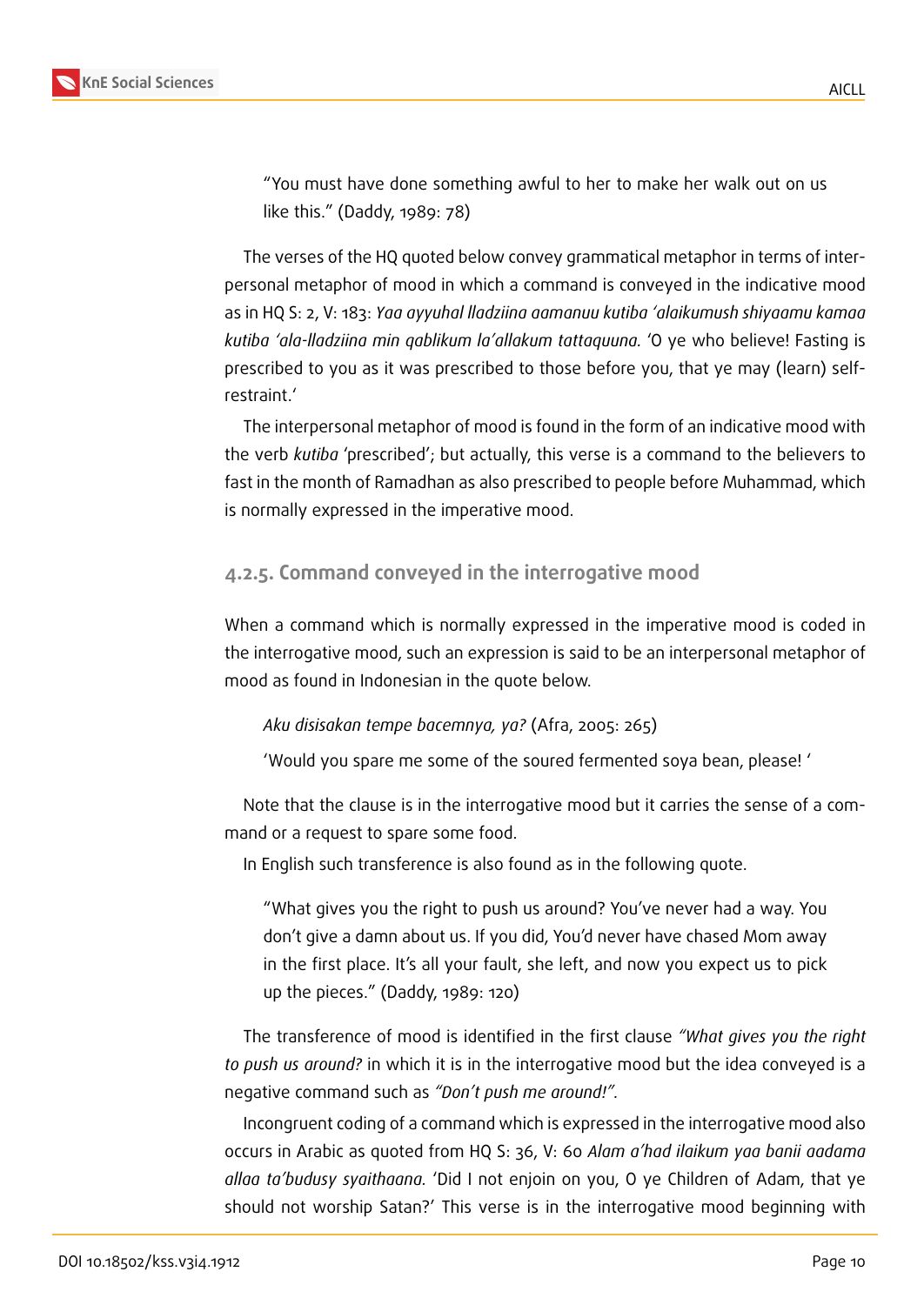> "You must have done something awful to her to make her walk out on us like this." (Daddy, 1989: 78)

The verses of the HQ quoted below convey grammatical metaphor in terms of interpersonal metaphor of mood in which a command is conveyed in the indicative mood as in HQ S: 2, V: 183: *Yaa ayyuhal lladziina aamanuu kutiba 'alaikumush shiyaamu kamaa kutiba 'ala-lladziina min qablikum la'allakum tattaquuna.* 'O ye who believe! Fasting is prescribed to you as it was prescribed to those before you, that ye may (learn) self-restraint.'

The interpersonal metaphor of mood is found in the form of an indicative mood with the verb *kutiba* 'prescribed'; but actually, this verse is a command to the believers to fast in the month of Ramadhan as also prescribed to people before Muhammad, which is normally expressed in the imperative mood.

### 4.2.5. Command conveyed in the interrogative mood

When a command which is normally expressed in the imperative mood is coded in the interrogative mood, such an expression is said to be an interpersonal metaphor of mood as found in Indonesian in the quote below.

> *Aku disisakan tempe bacemnya, ya?* (Afra, 2005: 265)
>
> 'Would you spare me some of the soured fermented soya bean, please! '

Note that the clause is in the interrogative mood but it carries the sense of a command or a request to spare some food.

In English such transference is also found as in the following quote.

> "What gives you the right to push us around? You've never had a way. You don't give a damn about us. If you did, You'd never have chased Mom away in the first place. It's all your fault, she left, and now you expect us to pick up the pieces." (Daddy, 1989: 120)

The transference of mood is identified in the first clause *"What gives you the right to push us around?* in which it is in the interrogative mood but the idea conveyed is a negative command such as *"Don't push me around!"*.

Incongruent coding of a command which is expressed in the interrogative mood also occurs in Arabic as quoted from HQ S: 36, V: 60 *Alam a'had ilaikum yaa banii aadama allaa ta'budusy syaithaana.* 'Did I not enjoin on you, O ye Children of Adam, that ye should not worship Satan?' This verse is in the interrogative mood beginning with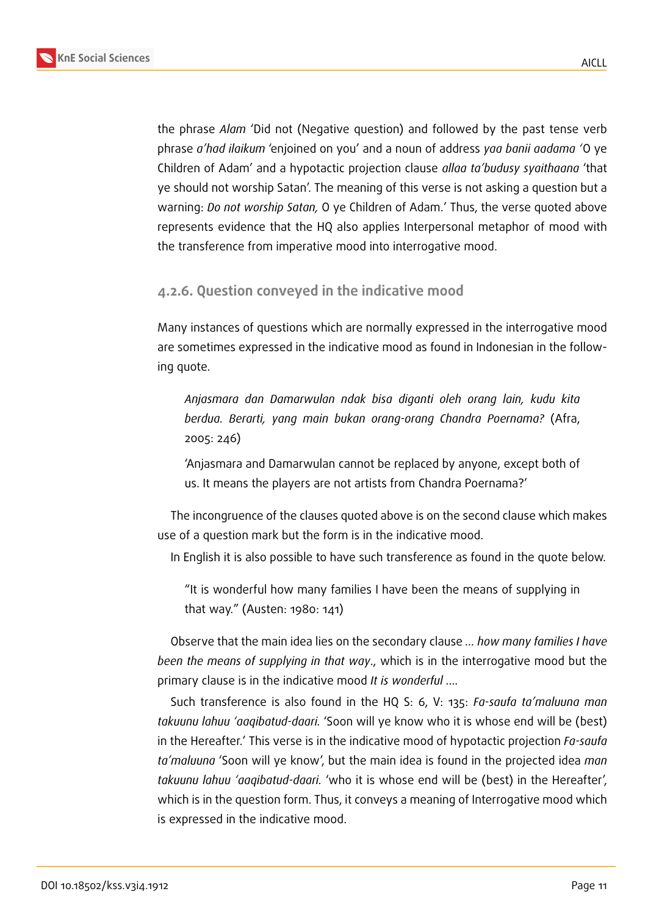the phrase *Alam* 'Did not (Negative question) and followed by the past tense verb phrase *a'had ilaikum* 'enjoined on you' and a noun of address *yaa banii aadama* 'O ye Children of Adam' and a hypotactic projection clause *allaa ta'budusy syaithaana* 'that ye should not worship Satan'. The meaning of this verse is not asking a question but a warning: *Do not worship Satan,* O ye Children of Adam.' Thus, the verse quoted above represents evidence that the HQ also applies Interpersonal metaphor of mood with the transference from imperative mood into interrogative mood.

### 4.2.6. Question conveyed in the indicative mood

Many instances of questions which are normally expressed in the interrogative mood are sometimes expressed in the indicative mood as found in Indonesian in the following quote.

> *Anjasmara dan Damarwulan ndak bisa diganti oleh orang lain, kudu kita berdua. Berarti, yang main bukan orang-orang Chandra Poernama?* (Afra, 2005: 246)
>
> 'Anjasmara and Damarwulan cannot be replaced by anyone, except both of us. It means the players are not artists from Chandra Poernama?'

The incongruence of the clauses quoted above is on the second clause which makes use of a question mark but the form is in the indicative mood.

In English it is also possible to have such transference as found in the quote below.

> "It is wonderful how many families I have been the means of supplying in that way." (Austen: 1980: 141)

Observe that the main idea lies on the secondary clause *... how many families I have been the means of supplying in that way*., which is in the interrogative mood but the primary clause is in the indicative mood *It is wonderful ....*

Such transference is also found in the HQ S: 6, V: 135: *Fa-saufa ta'maluuna man takuunu lahuu 'aaqibatud-daari.* 'Soon will ye know who it is whose end will be (best) in the Hereafter.' This verse is in the indicative mood of hypotactic projection *Fa-saufa ta'maluuna* 'Soon will ye know', but the main idea is found in the projected idea *man takuunu lahuu 'aaqibatud-daari.* 'who it is whose end will be (best) in the Hereafter', which is in the question form. Thus, it conveys a meaning of Interrogative mood which is expressed in the indicative mood.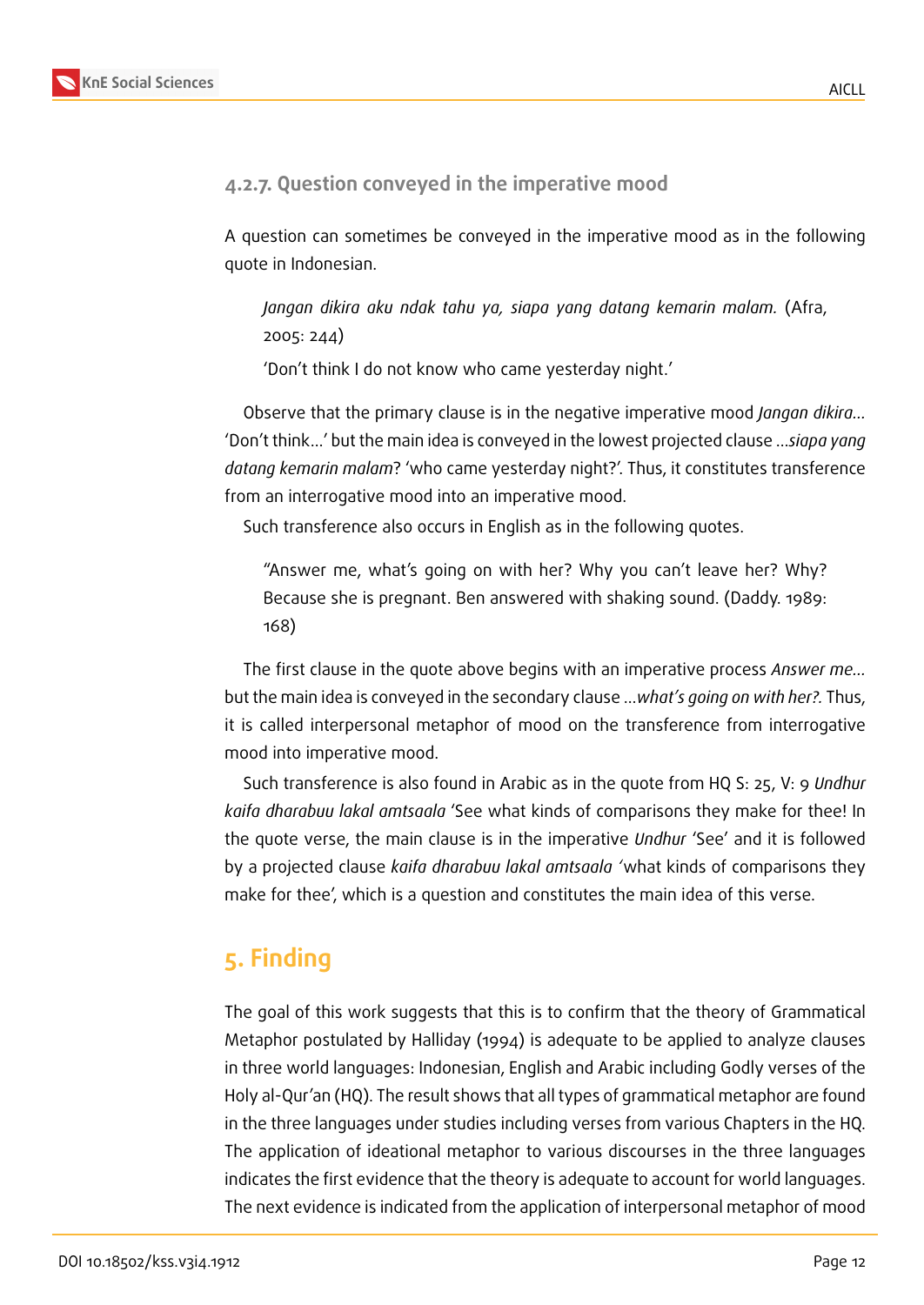### 4.2.7. Question conveyed in the imperative mood

A question can sometimes be conveyed in the imperative mood as in the following quote in Indonesian.

> *Jangan dikira aku ndak tahu ya, siapa yang datang kemarin malam.* (Afra, 2005: 244)
>
> 'Don't think I do not know who came yesterday night.'

Observe that the primary clause is in the negative imperative mood *Jangan dikira...* 'Don't think...' but the main idea is conveyed in the lowest projected clause ...*siapa yang datang kemarin malam*? 'who came yesterday night?'. Thus, it constitutes transference from an interrogative mood into an imperative mood.

Such transference also occurs in English as in the following quotes.

> "Answer me, what's going on with her? Why you can't leave her? Why? Because she is pregnant. Ben answered with shaking sound. (Daddy. 1989: 168)

The first clause in the quote above begins with an imperative process *Answer me...* but the main idea is conveyed in the secondary clause ...*what's going on with her?.* Thus, it is called interpersonal metaphor of mood on the transference from interrogative mood into imperative mood.

Such transference is also found in Arabic as in the quote from HQ S: 25, V: 9 *Undhur kaifa dharabuu lakal amtsaala* 'See what kinds of comparisons they make for thee! In the quote verse, the main clause is in the imperative *Undhur* 'See' and it is followed by a projected clause *kaifa dharabuu lakal amtsaala* 'what kinds of comparisons they make for thee', which is a question and constitutes the main idea of this verse.

## 5. Finding

The goal of this work suggests that this is to confirm that the theory of Grammatical Metaphor postulated by Halliday (1994) is adequate to be applied to analyze clauses in three world languages: Indonesian, English and Arabic including Godly verses of the Holy al-Qur'an (HQ). The result shows that all types of grammatical metaphor are found in the three languages under studies including verses from various Chapters in the HQ. The application of ideational metaphor to various discourses in the three languages indicates the first evidence that the theory is adequate to account for world languages. The next evidence is indicated from the application of interpersonal metaphor of mood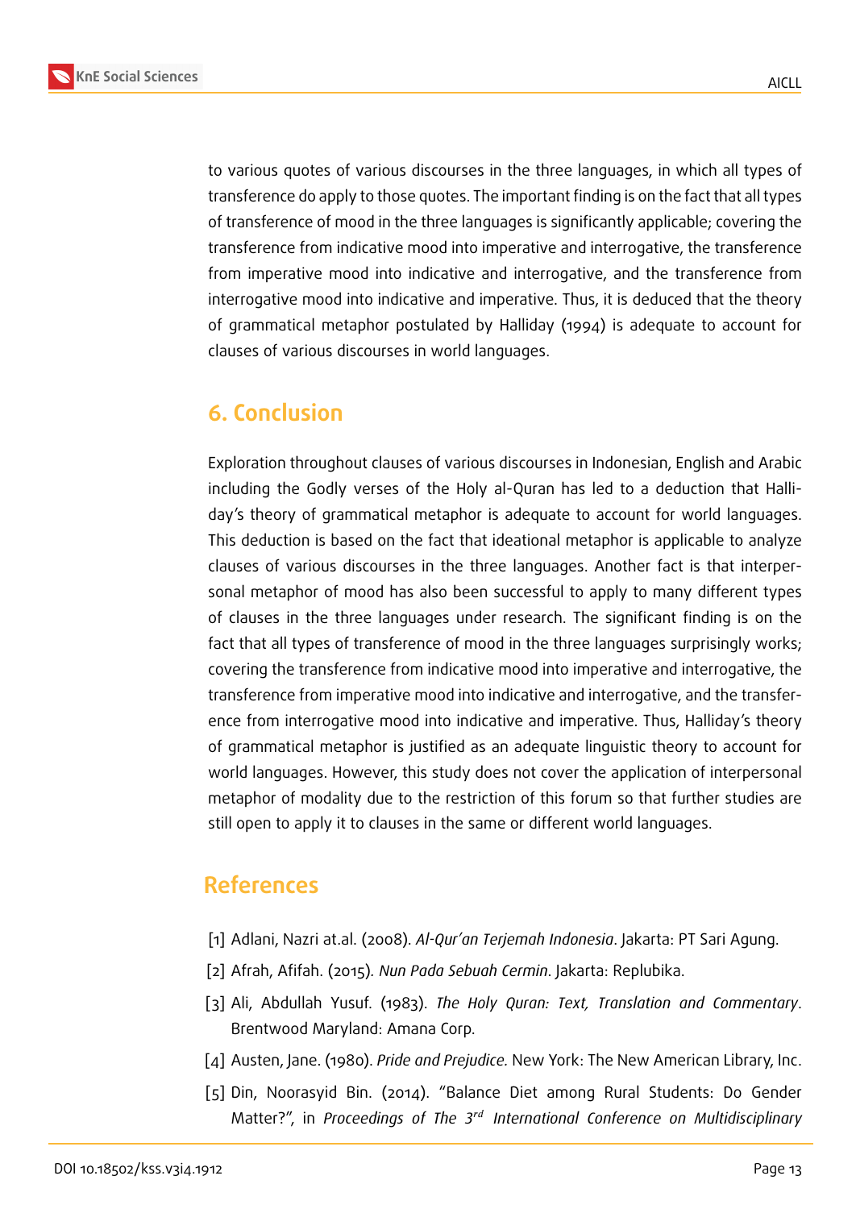to various quotes of various discourses in the three languages, in which all types of transference do apply to those quotes. The important finding is on the fact that all types of transference of mood in the three languages is significantly applicable; covering the transference from indicative mood into imperative and interrogative, the transference from imperative mood into indicative and interrogative, and the transference from interrogative mood into indicative and imperative. Thus, it is deduced that the theory of grammatical metaphor postulated by Halliday (1994) is adequate to account for clauses of various discourses in world languages.

## 6. Conclusion

Exploration throughout clauses of various discourses in Indonesian, English and Arabic including the Godly verses of the Holy al-Quran has led to a deduction that Halliday's theory of grammatical metaphor is adequate to account for world languages. This deduction is based on the fact that ideational metaphor is applicable to analyze clauses of various discourses in the three languages. Another fact is that interpersonal metaphor of mood has also been successful to apply to many different types of clauses in the three languages under research. The significant finding is on the fact that all types of transference of mood in the three languages surprisingly works; covering the transference from indicative mood into imperative and interrogative, the transference from imperative mood into indicative and interrogative, and the transference from interrogative mood into indicative and imperative. Thus, Halliday's theory of grammatical metaphor is justified as an adequate linguistic theory to account for world languages. However, this study does not cover the application of interpersonal metaphor of modality due to the restriction of this forum so that further studies are still open to apply it to clauses in the same or different world languages.

## References

[1] Adlani, Nazri at.al. (2008). *Al-Qur'an Terjemah Indonesia*. Jakarta: PT Sari Agung.

[2] Afrah, Afifah. (2015). *Nun Pada Sebuah Cermin*. Jakarta: Replubika.

[3] Ali, Abdullah Yusuf. (1983). *The Holy Quran: Text, Translation and Commentary*. Brentwood Maryland: Amana Corp.

[4] Austen, Jane. (1980). *Pride and Prejudice.* New York: The New American Library, Inc.

[5] Din, Noorasyid Bin. (2014). "Balance Diet among Rural Students: Do Gender Matter?", in *Proceedings of The 3rd International Conference on Multidisciplinary*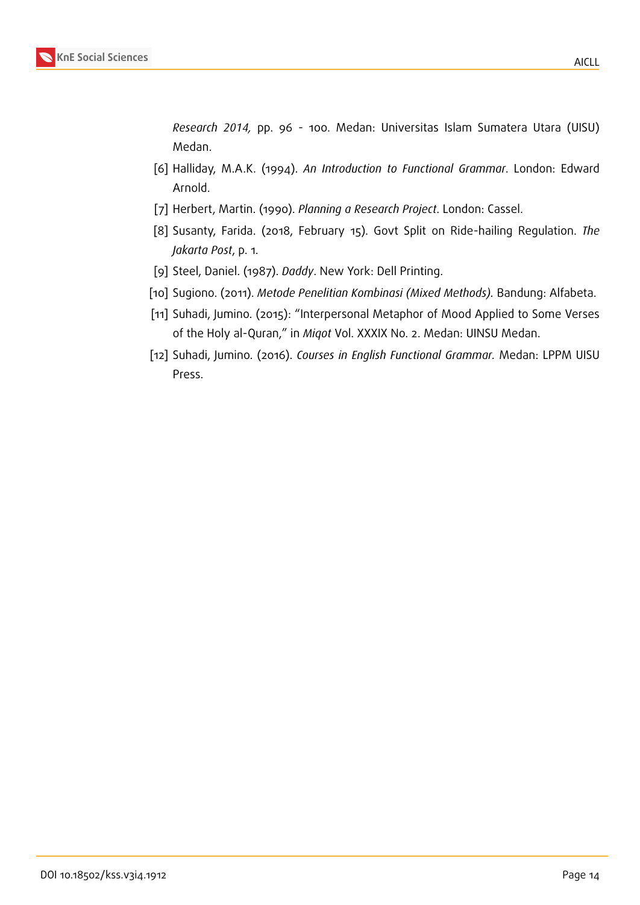*Research 2014,* pp. 96 - 100. Medan: Universitas Islam Sumatera Utara (UISU) Medan.

[6] Halliday, M.A.K. (1994). *An Introduction to Functional Grammar*. London: Edward Arnold.

[7] Herbert, Martin. (1990). *Planning a Research Project*. London: Cassel.

[8] Susanty, Farida. (2018, February 15). Govt Split on Ride-hailing Regulation. *The Jakarta Post*, p. 1.

[9] Steel, Daniel. (1987). *Daddy*. New York: Dell Printing.

[10] Sugiono. (2011). *Metode Penelitian Kombinasi (Mixed Methods).* Bandung: Alfabeta.

[11] Suhadi, Jumino. (2015): "Interpersonal Metaphor of Mood Applied to Some Verses of the Holy al-Quran," in *Miqot* Vol. XXXIX No. 2. Medan: UINSU Medan.

[12] Suhadi, Jumino. (2016). *Courses in English Functional Grammar.* Medan: LPPM UISU Press.